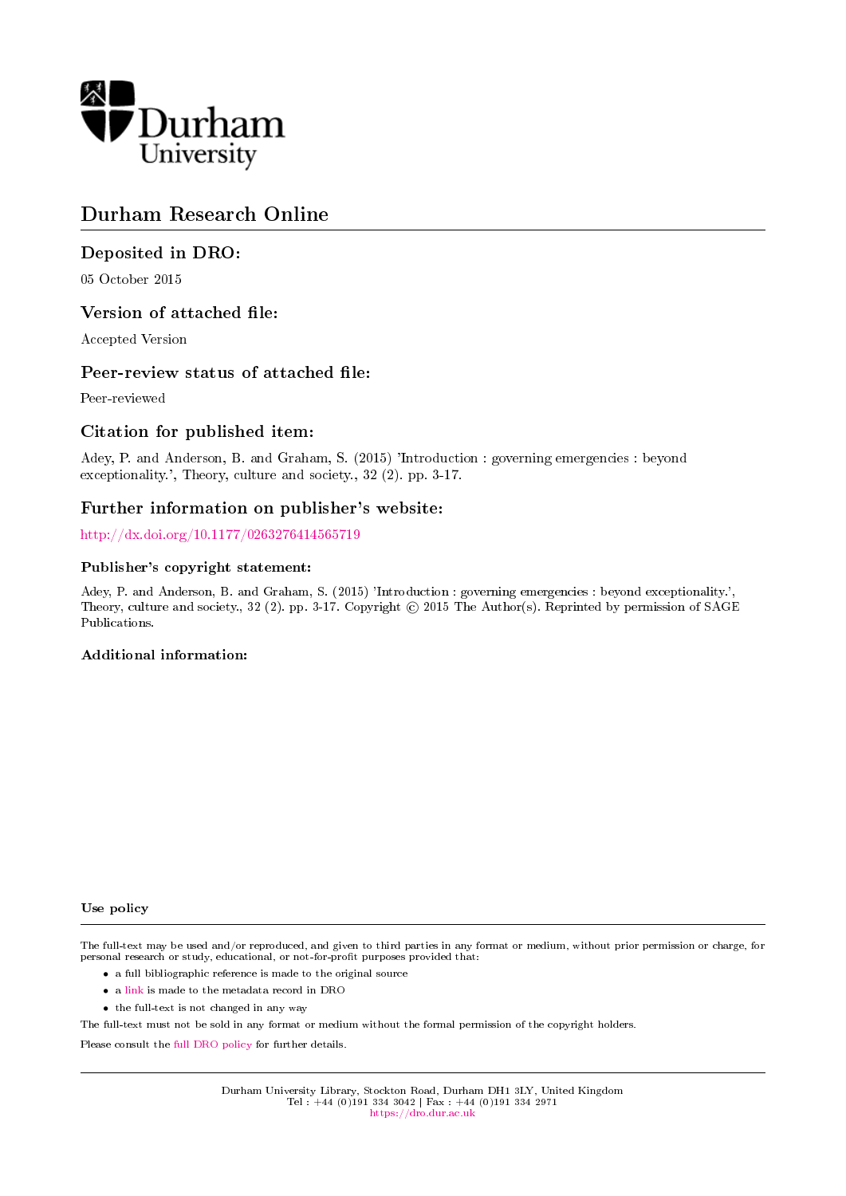Durham University

# Durham Research Online

## Deposited in DRO:

05 October 2015

## Version of attached file:

Accepted Version

## Peer-review status of attached file:

Peer-reviewed

## Citation for published item:

Adey, P. and Anderson, B. and Graham, S. (2015) 'Introduction : governing emergencies : beyond exceptionality.', Theory, culture and society., 32 (2). pp. 3-17.

## Further information on publisher's website:

http://dx.doi.org/10.1177/0263276414565719

### Publisher's copyright statement:

Adey, P. and Anderson, B. and Graham, S. (2015) 'Introduction : governing emergencies : beyond exceptionality.', Theory, culture and society., 32 (2). pp. 3-17. Copyright © 2015 The Author(s). Reprinted by permission of SAGE Publications.

### Additional information:

### Use policy

The full-text may be used and/or reproduced, and given to third parties in any format or medium, without prior permission or charge, for personal research or study, educational, or not-for-profit purposes provided that:

- a full bibliographic reference is made to the original source
- a link is made to the metadata record in DRO
- the full-text is not changed in any way

The full-text must not be sold in any format or medium without the formal permission of the copyright holders.

Please consult the full DRO policy for further details.

Durham University Library, Stockton Road, Durham DH1 3LY, United Kingdom
Tel : +44 (0)191 334 3042 | Fax : +44 (0)191 334 2971
https://dro.dur.ac.uk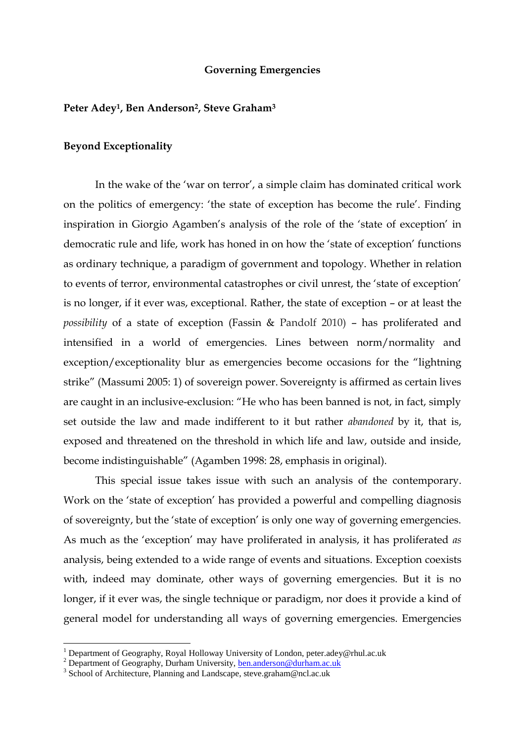**Governing Emergencies**

**Peter Adey[1], Ben Anderson[2], Steve Graham[3]**

**Beyond Exceptionality**

In the wake of the 'war on terror', a simple claim has dominated critical work on the politics of emergency: 'the state of exception has become the rule'. Finding inspiration in Giorgio Agamben's analysis of the role of the 'state of exception' in democratic rule and life, work has honed in on how the 'state of exception' functions as ordinary technique, a paradigm of government and topology. Whether in relation to events of terror, environmental catastrophes or civil unrest, the 'state of exception' is no longer, if it ever was, exceptional. Rather, the state of exception – or at least the *possibility* of a state of exception (Fassin & Pandolf 2010) – has proliferated and intensified in a world of emergencies. Lines between norm/normality and exception/exceptionality blur as emergencies become occasions for the "lightning strike" (Massumi 2005: 1) of sovereign power. Sovereignty is affirmed as certain lives are caught in an inclusive-exclusion: "He who has been banned is not, in fact, simply set outside the law and made indifferent to it but rather *abandoned* by it, that is, exposed and threatened on the threshold in which life and law, outside and inside, become indistinguishable" (Agamben 1998: 28, emphasis in original).

This special issue takes issue with such an analysis of the contemporary. Work on the 'state of exception' has provided a powerful and compelling diagnosis of sovereignty, but the 'state of exception' is only one way of governing emergencies. As much as the 'exception' may have proliferated in analysis, it has proliferated *as* analysis, being extended to a wide range of events and situations. Exception coexists with, indeed may dominate, other ways of governing emergencies. But it is no longer, if it ever was, the single technique or paradigm, nor does it provide a kind of general model for understanding all ways of governing emergencies. Emergencies

[1] Department of Geography, Royal Holloway University of London, peter.adey@rhul.ac.uk
[2] Department of Geography, Durham University, ben.anderson@durham.ac.uk
[3] School of Architecture, Planning and Landscape, steve.graham@ncl.ac.uk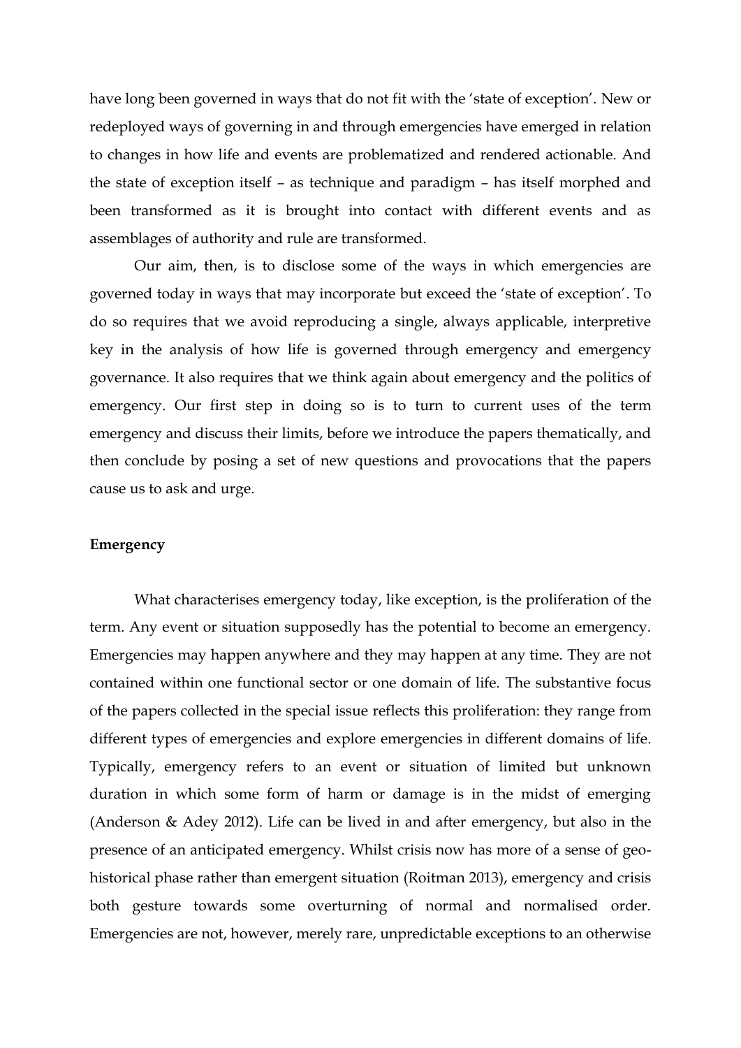have long been governed in ways that do not fit with the 'state of exception'. New or redeployed ways of governing in and through emergencies have emerged in relation to changes in how life and events are problematized and rendered actionable. And the state of exception itself – as technique and paradigm – has itself morphed and been transformed as it is brought into contact with different events and as assemblages of authority and rule are transformed.

Our aim, then, is to disclose some of the ways in which emergencies are governed today in ways that may incorporate but exceed the 'state of exception'. To do so requires that we avoid reproducing a single, always applicable, interpretive key in the analysis of how life is governed through emergency and emergency governance. It also requires that we think again about emergency and the politics of emergency. Our first step in doing so is to turn to current uses of the term emergency and discuss their limits, before we introduce the papers thematically, and then conclude by posing a set of new questions and provocations that the papers cause us to ask and urge.

**Emergency**

What characterises emergency today, like exception, is the proliferation of the term. Any event or situation supposedly has the potential to become an emergency. Emergencies may happen anywhere and they may happen at any time. They are not contained within one functional sector or one domain of life. The substantive focus of the papers collected in the special issue reflects this proliferation: they range from different types of emergencies and explore emergencies in different domains of life. Typically, emergency refers to an event or situation of limited but unknown duration in which some form of harm or damage is in the midst of emerging (Anderson & Adey 2012). Life can be lived in and after emergency, but also in the presence of an anticipated emergency. Whilst crisis now has more of a sense of geo-historical phase rather than emergent situation (Roitman 2013), emergency and crisis both gesture towards some overturning of normal and normalised order. Emergencies are not, however, merely rare, unpredictable exceptions to an otherwise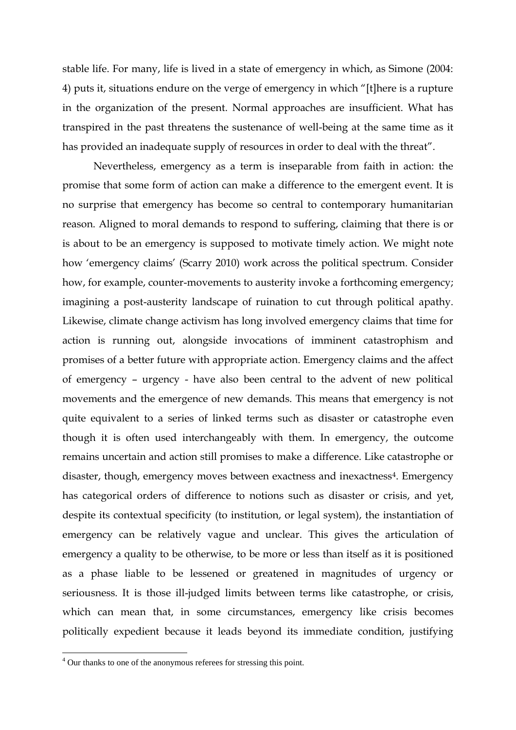stable life. For many, life is lived in a state of emergency in which, as Simone (2004: 4) puts it, situations endure on the verge of emergency in which "[t]here is a rupture in the organization of the present. Normal approaches are insufficient. What has transpired in the past threatens the sustenance of well-being at the same time as it has provided an inadequate supply of resources in order to deal with the threat".

Nevertheless, emergency as a term is inseparable from faith in action: the promise that some form of action can make a difference to the emergent event. It is no surprise that emergency has become so central to contemporary humanitarian reason. Aligned to moral demands to respond to suffering, claiming that there is or is about to be an emergency is supposed to motivate timely action. We might note how 'emergency claims' (Scarry 2010) work across the political spectrum. Consider how, for example, counter-movements to austerity invoke a forthcoming emergency; imagining a post-austerity landscape of ruination to cut through political apathy. Likewise, climate change activism has long involved emergency claims that time for action is running out, alongside invocations of imminent catastrophism and promises of a better future with appropriate action. Emergency claims and the affect of emergency – urgency - have also been central to the advent of new political movements and the emergence of new demands. This means that emergency is not quite equivalent to a series of linked terms such as disaster or catastrophe even though it is often used interchangeably with them. In emergency, the outcome remains uncertain and action still promises to make a difference. Like catastrophe or disaster, though, emergency moves between exactness and inexactness[4]. Emergency has categorical orders of difference to notions such as disaster or crisis, and yet, despite its contextual specificity (to institution, or legal system), the instantiation of emergency can be relatively vague and unclear. This gives the articulation of emergency a quality to be otherwise, to be more or less than itself as it is positioned as a phase liable to be lessened or greatened in magnitudes of urgency or seriousness. It is those ill-judged limits between terms like catastrophe, or crisis, which can mean that, in some circumstances, emergency like crisis becomes politically expedient because it leads beyond its immediate condition, justifying

[4] Our thanks to one of the anonymous referees for stressing this point.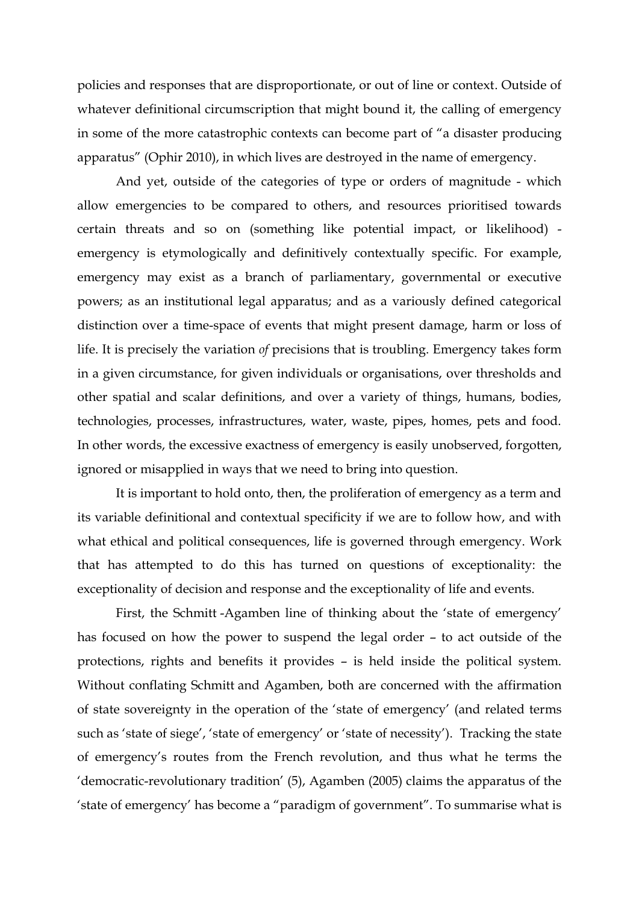policies and responses that are disproportionate, or out of line or context. Outside of whatever definitional circumscription that might bound it, the calling of emergency in some of the more catastrophic contexts can become part of "a disaster producing apparatus" (Ophir 2010), in which lives are destroyed in the name of emergency.

And yet, outside of the categories of type or orders of magnitude - which allow emergencies to be compared to others, and resources prioritised towards certain threats and so on (something like potential impact, or likelihood) - emergency is etymologically and definitively contextually specific. For example, emergency may exist as a branch of parliamentary, governmental or executive powers; as an institutional legal apparatus; and as a variously defined categorical distinction over a time-space of events that might present damage, harm or loss of life. It is precisely the variation *of* precisions that is troubling. Emergency takes form in a given circumstance, for given individuals or organisations, over thresholds and other spatial and scalar definitions, and over a variety of things, humans, bodies, technologies, processes, infrastructures, water, waste, pipes, homes, pets and food. In other words, the excessive exactness of emergency is easily unobserved, forgotten, ignored or misapplied in ways that we need to bring into question.

It is important to hold onto, then, the proliferation of emergency as a term and its variable definitional and contextual specificity if we are to follow how, and with what ethical and political consequences, life is governed through emergency. Work that has attempted to do this has turned on questions of exceptionality: the exceptionality of decision and response and the exceptionality of life and events.

First, the Schmitt -Agamben line of thinking about the 'state of emergency' has focused on how the power to suspend the legal order – to act outside of the protections, rights and benefits it provides – is held inside the political system. Without conflating Schmitt and Agamben, both are concerned with the affirmation of state sovereignty in the operation of the 'state of emergency' (and related terms such as 'state of siege', 'state of emergency' or 'state of necessity'). Tracking the state of emergency's routes from the French revolution, and thus what he terms the 'democratic-revolutionary tradition' (5), Agamben (2005) claims the apparatus of the 'state of emergency' has become a "paradigm of government". To summarise what is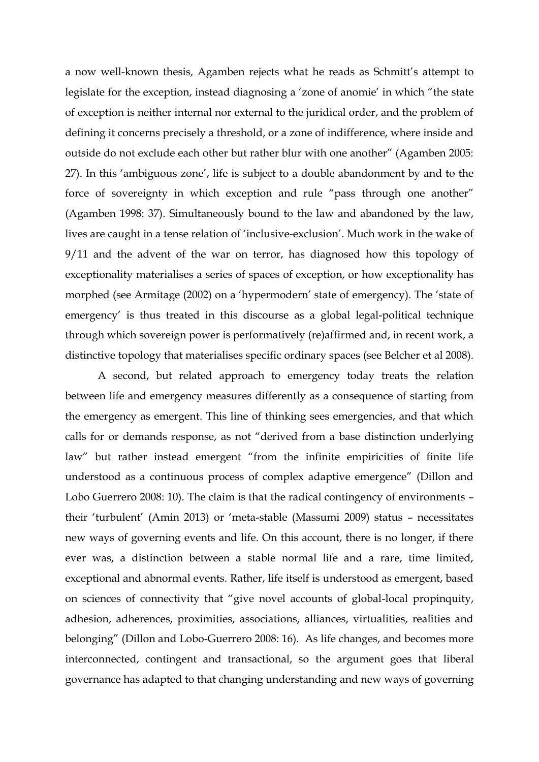a now well-known thesis, Agamben rejects what he reads as Schmitt's attempt to legislate for the exception, instead diagnosing a 'zone of anomie' in which "the state of exception is neither internal nor external to the juridical order, and the problem of defining it concerns precisely a threshold, or a zone of indifference, where inside and outside do not exclude each other but rather blur with one another" (Agamben 2005: 27). In this 'ambiguous zone', life is subject to a double abandonment by and to the force of sovereignty in which exception and rule "pass through one another" (Agamben 1998: 37). Simultaneously bound to the law and abandoned by the law, lives are caught in a tense relation of 'inclusive-exclusion'. Much work in the wake of 9/11 and the advent of the war on terror, has diagnosed how this topology of exceptionality materialises a series of spaces of exception, or how exceptionality has morphed (see Armitage (2002) on a 'hypermodern' state of emergency). The 'state of emergency' is thus treated in this discourse as a global legal-political technique through which sovereign power is performatively (re)affirmed and, in recent work, a distinctive topology that materialises specific ordinary spaces (see Belcher et al 2008).

A second, but related approach to emergency today treats the relation between life and emergency measures differently as a consequence of starting from the emergency as emergent. This line of thinking sees emergencies, and that which calls for or demands response, as not "derived from a base distinction underlying law" but rather instead emergent "from the infinite empiricities of finite life understood as a continuous process of complex adaptive emergence" (Dillon and Lobo Guerrero 2008: 10). The claim is that the radical contingency of environments – their 'turbulent' (Amin 2013) or 'meta-stable (Massumi 2009) status – necessitates new ways of governing events and life. On this account, there is no longer, if there ever was, a distinction between a stable normal life and a rare, time limited, exceptional and abnormal events. Rather, life itself is understood as emergent, based on sciences of connectivity that "give novel accounts of global-local propinquity, adhesion, adherences, proximities, associations, alliances, virtualities, realities and belonging" (Dillon and Lobo-Guerrero 2008: 16). As life changes, and becomes more interconnected, contingent and transactional, so the argument goes that liberal governance has adapted to that changing understanding and new ways of governing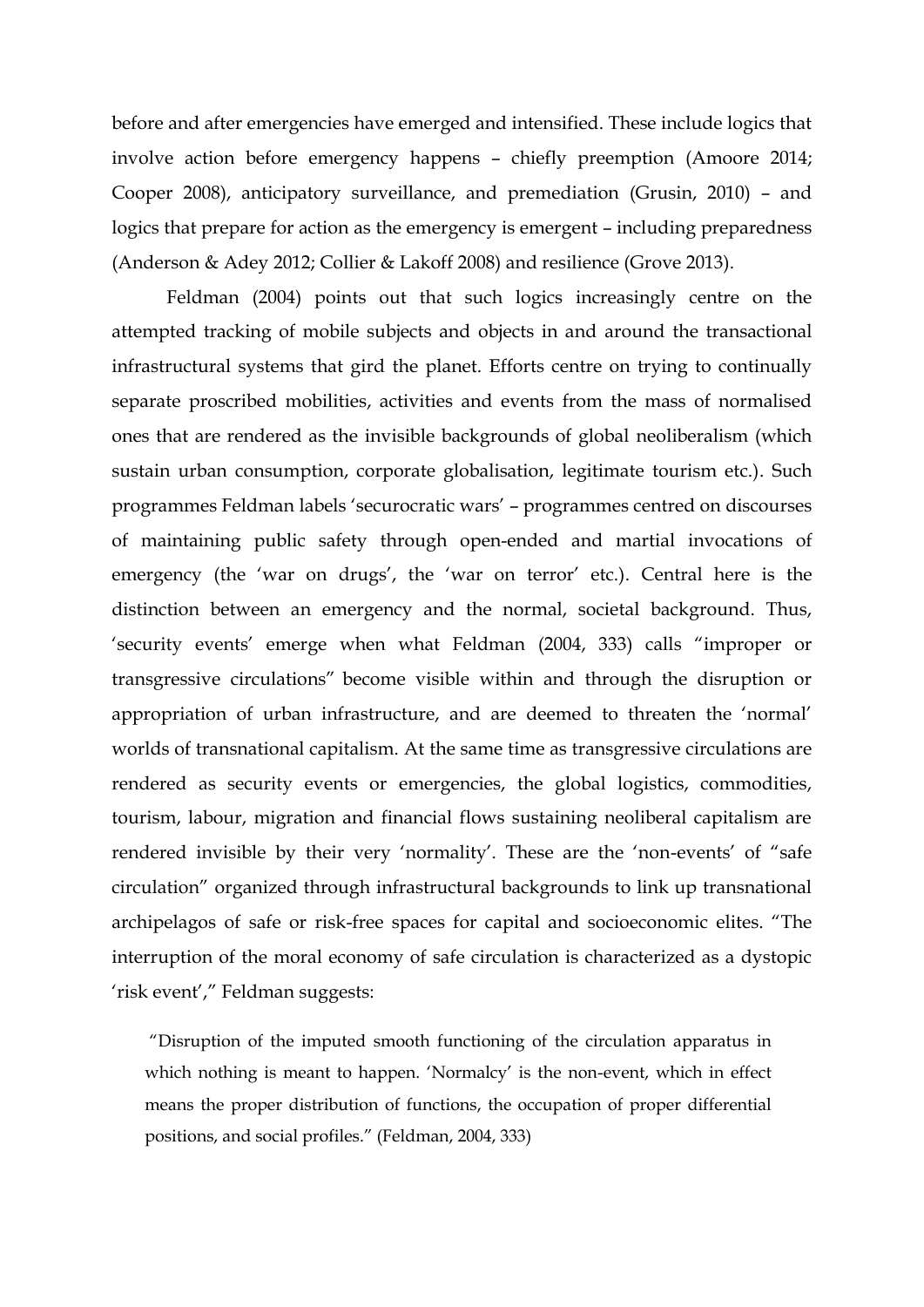before and after emergencies have emerged and intensified. These include logics that involve action before emergency happens – chiefly preemption (Amoore 2014; Cooper 2008), anticipatory surveillance, and premediation (Grusin, 2010) – and logics that prepare for action as the emergency is emergent – including preparedness (Anderson & Adey 2012; Collier & Lakoff 2008) and resilience (Grove 2013).

Feldman (2004) points out that such logics increasingly centre on the attempted tracking of mobile subjects and objects in and around the transactional infrastructural systems that gird the planet. Efforts centre on trying to continually separate proscribed mobilities, activities and events from the mass of normalised ones that are rendered as the invisible backgrounds of global neoliberalism (which sustain urban consumption, corporate globalisation, legitimate tourism etc.). Such programmes Feldman labels 'securocratic wars' – programmes centred on discourses of maintaining public safety through open-ended and martial invocations of emergency (the 'war on drugs', the 'war on terror' etc.). Central here is the distinction between an emergency and the normal, societal background. Thus, 'security events' emerge when what Feldman (2004, 333) calls "improper or transgressive circulations" become visible within and through the disruption or appropriation of urban infrastructure, and are deemed to threaten the 'normal' worlds of transnational capitalism. At the same time as transgressive circulations are rendered as security events or emergencies, the global logistics, commodities, tourism, labour, migration and financial flows sustaining neoliberal capitalism are rendered invisible by their very 'normality'. These are the 'non-events' of "safe circulation" organized through infrastructural backgrounds to link up transnational archipelagos of safe or risk-free spaces for capital and socioeconomic elites. "The interruption of the moral economy of safe circulation is characterized as a dystopic 'risk event'," Feldman suggests:

> "Disruption of the imputed smooth functioning of the circulation apparatus in which nothing is meant to happen. 'Normalcy' is the non-event, which in effect means the proper distribution of functions, the occupation of proper differential positions, and social profiles." (Feldman, 2004, 333)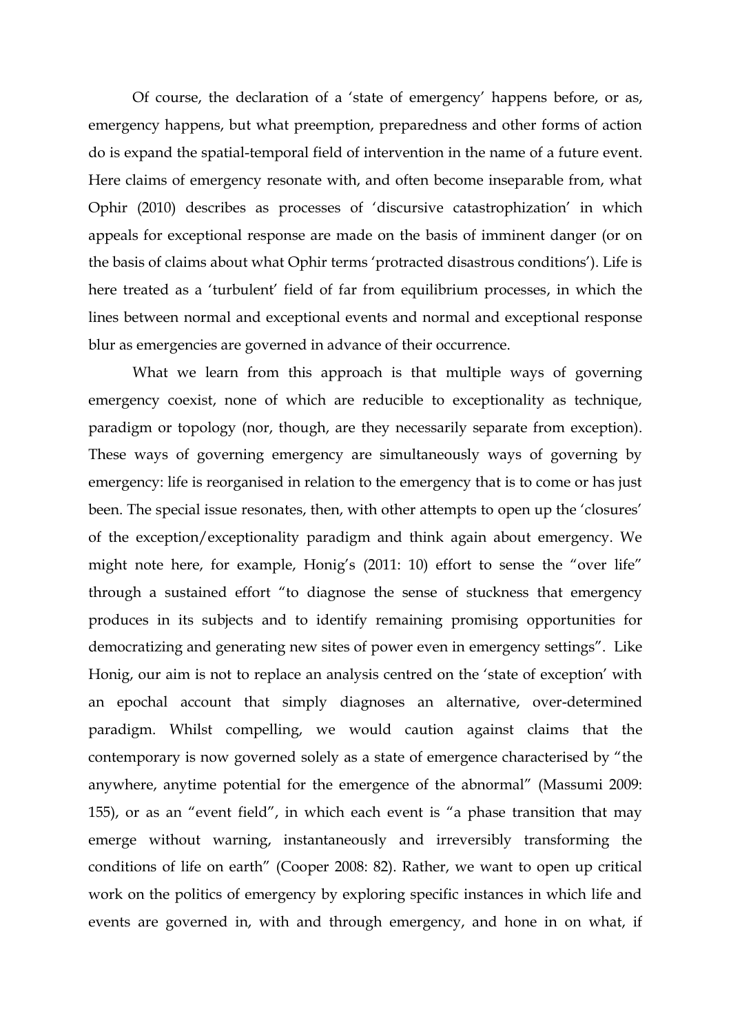Of course, the declaration of a 'state of emergency' happens before, or as, emergency happens, but what preemption, preparedness and other forms of action do is expand the spatial-temporal field of intervention in the name of a future event. Here claims of emergency resonate with, and often become inseparable from, what Ophir (2010) describes as processes of 'discursive catastrophization' in which appeals for exceptional response are made on the basis of imminent danger (or on the basis of claims about what Ophir terms 'protracted disastrous conditions'). Life is here treated as a 'turbulent' field of far from equilibrium processes, in which the lines between normal and exceptional events and normal and exceptional response blur as emergencies are governed in advance of their occurrence.

What we learn from this approach is that multiple ways of governing emergency coexist, none of which are reducible to exceptionality as technique, paradigm or topology (nor, though, are they necessarily separate from exception). These ways of governing emergency are simultaneously ways of governing by emergency: life is reorganised in relation to the emergency that is to come or has just been. The special issue resonates, then, with other attempts to open up the 'closures' of the exception/exceptionality paradigm and think again about emergency. We might note here, for example, Honig's (2011: 10) effort to sense the "over life" through a sustained effort "to diagnose the sense of stuckness that emergency produces in its subjects and to identify remaining promising opportunities for democratizing and generating new sites of power even in emergency settings". Like Honig, our aim is not to replace an analysis centred on the 'state of exception' with an epochal account that simply diagnoses an alternative, over-determined paradigm. Whilst compelling, we would caution against claims that the contemporary is now governed solely as a state of emergence characterised by "the anywhere, anytime potential for the emergence of the abnormal" (Massumi 2009: 155), or as an "event field", in which each event is "a phase transition that may emerge without warning, instantaneously and irreversibly transforming the conditions of life on earth" (Cooper 2008: 82). Rather, we want to open up critical work on the politics of emergency by exploring specific instances in which life and events are governed in, with and through emergency, and hone in on what, if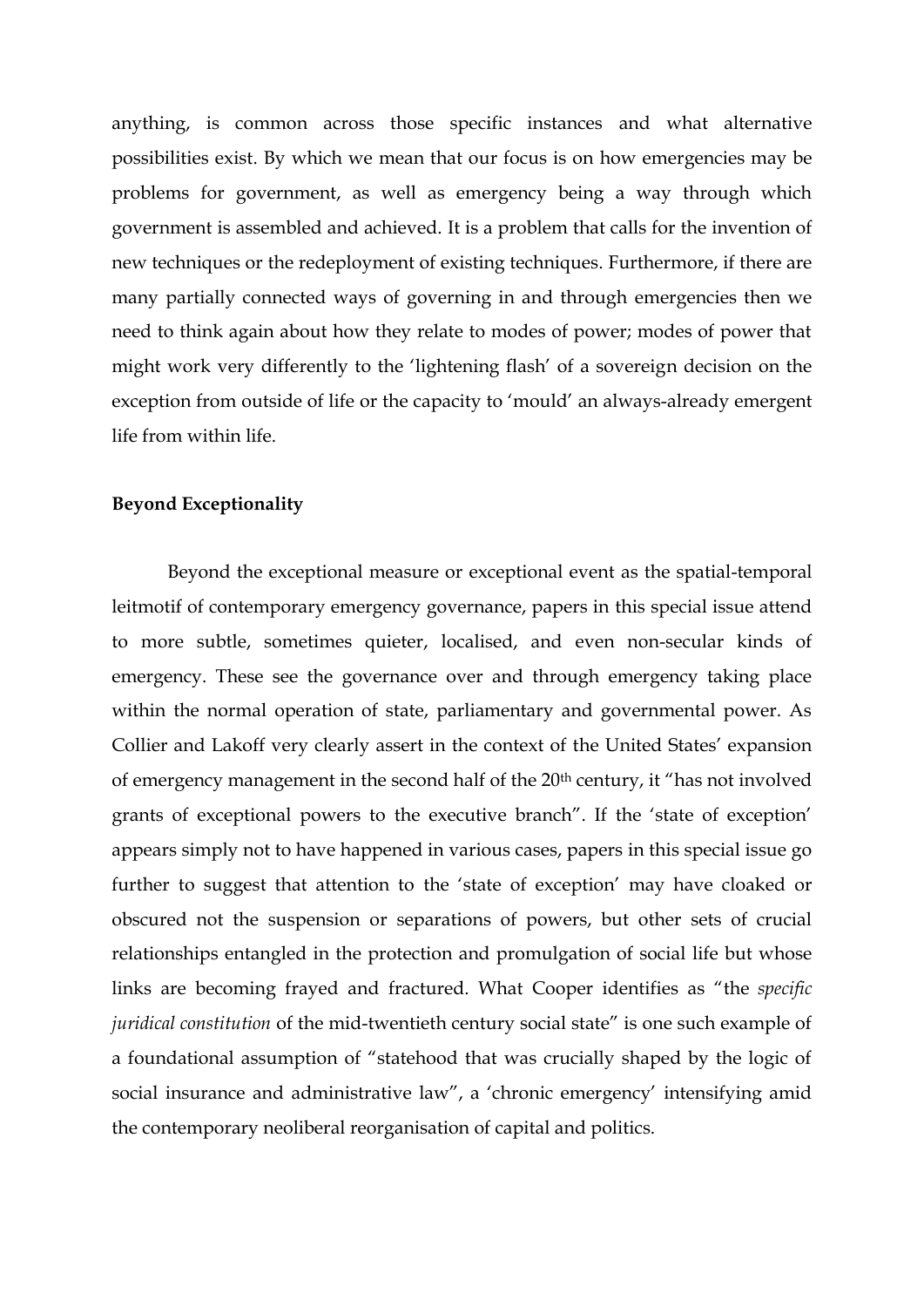anything, is common across those specific instances and what alternative possibilities exist. By which we mean that our focus is on how emergencies may be problems for government, as well as emergency being a way through which government is assembled and achieved. It is a problem that calls for the invention of new techniques or the redeployment of existing techniques. Furthermore, if there are many partially connected ways of governing in and through emergencies then we need to think again about how they relate to modes of power; modes of power that might work very differently to the 'lightening flash' of a sovereign decision on the exception from outside of life or the capacity to 'mould' an always-already emergent life from within life.

**Beyond Exceptionality**

Beyond the exceptional measure or exceptional event as the spatial-temporal leitmotif of contemporary emergency governance, papers in this special issue attend to more subtle, sometimes quieter, localised, and even non-secular kinds of emergency. These see the governance over and through emergency taking place within the normal operation of state, parliamentary and governmental power. As Collier and Lakoff very clearly assert in the context of the United States' expansion of emergency management in the second half of the 20th century, it "has not involved grants of exceptional powers to the executive branch". If the 'state of exception' appears simply not to have happened in various cases, papers in this special issue go further to suggest that attention to the 'state of exception' may have cloaked or obscured not the suspension or separations of powers, but other sets of crucial relationships entangled in the protection and promulgation of social life but whose links are becoming frayed and fractured. What Cooper identifies as "the *specific juridical constitution* of the mid-twentieth century social state" is one such example of a foundational assumption of "statehood that was crucially shaped by the logic of social insurance and administrative law", a 'chronic emergency' intensifying amid the contemporary neoliberal reorganisation of capital and politics.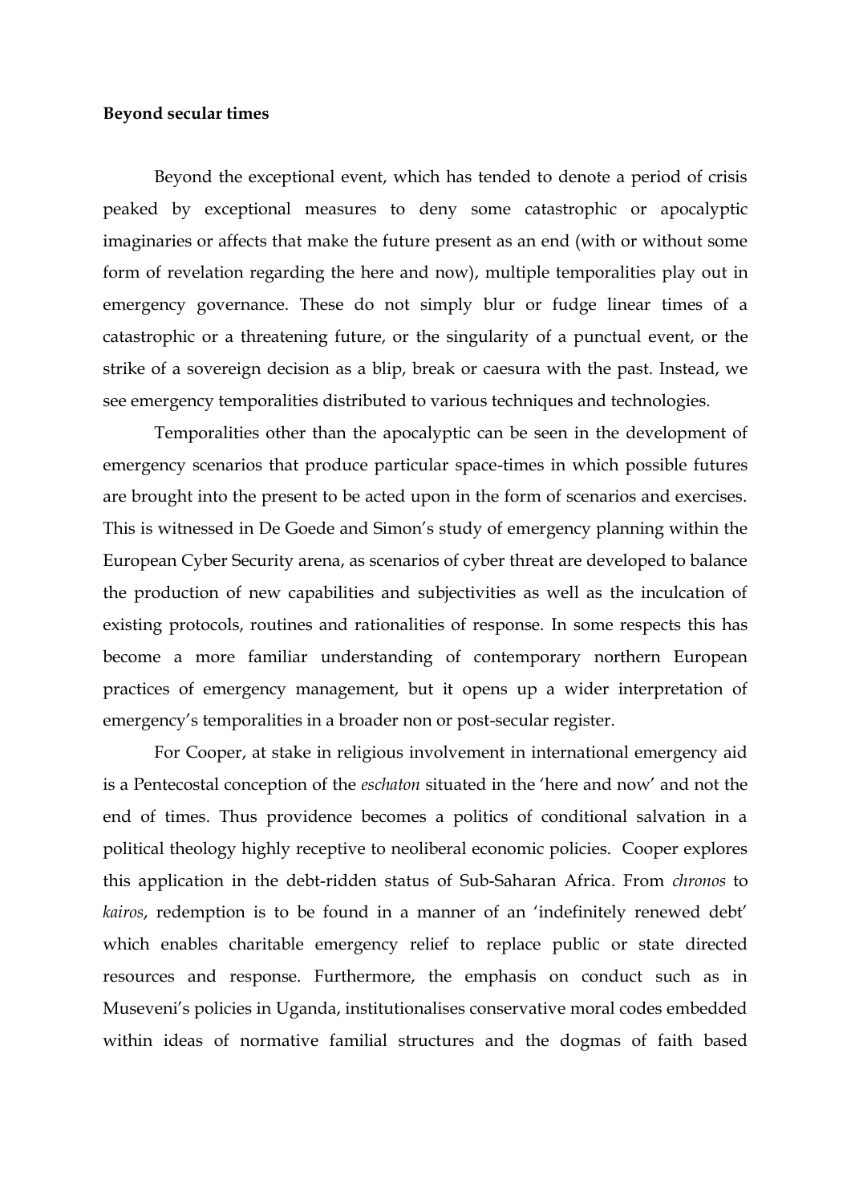**Beyond secular times**

Beyond the exceptional event, which has tended to denote a period of crisis peaked by exceptional measures to deny some catastrophic or apocalyptic imaginaries or affects that make the future present as an end (with or without some form of revelation regarding the here and now), multiple temporalities play out in emergency governance. These do not simply blur or fudge linear times of a catastrophic or a threatening future, or the singularity of a punctual event, or the strike of a sovereign decision as a blip, break or caesura with the past. Instead, we see emergency temporalities distributed to various techniques and technologies.

Temporalities other than the apocalyptic can be seen in the development of emergency scenarios that produce particular space-times in which possible futures are brought into the present to be acted upon in the form of scenarios and exercises. This is witnessed in De Goede and Simon's study of emergency planning within the European Cyber Security arena, as scenarios of cyber threat are developed to balance the production of new capabilities and subjectivities as well as the inculcation of existing protocols, routines and rationalities of response. In some respects this has become a more familiar understanding of contemporary northern European practices of emergency management, but it opens up a wider interpretation of emergency's temporalities in a broader non or post-secular register.

For Cooper, at stake in religious involvement in international emergency aid is a Pentecostal conception of the *eschaton* situated in the 'here and now' and not the end of times. Thus providence becomes a politics of conditional salvation in a political theology highly receptive to neoliberal economic policies. Cooper explores this application in the debt-ridden status of Sub-Saharan Africa. From *chronos* to *kairos*, redemption is to be found in a manner of an 'indefinitely renewed debt' which enables charitable emergency relief to replace public or state directed resources and response. Furthermore, the emphasis on conduct such as in Museveni's policies in Uganda, institutionalises conservative moral codes embedded within ideas of normative familial structures and the dogmas of faith based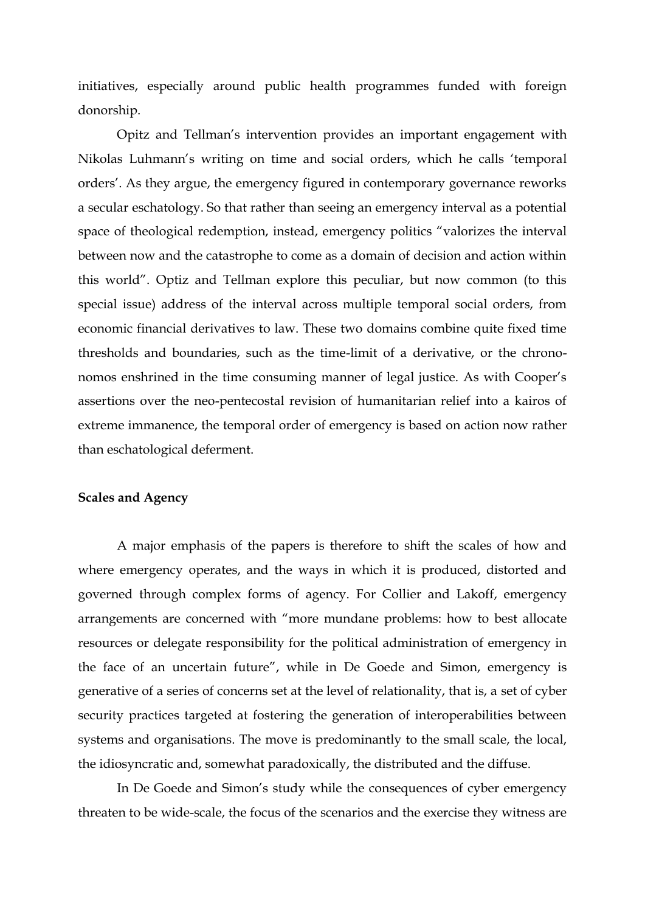initiatives, especially around public health programmes funded with foreign donorship.

Opitz and Tellman's intervention provides an important engagement with Nikolas Luhmann's writing on time and social orders, which he calls 'temporal orders'. As they argue, the emergency figured in contemporary governance reworks a secular eschatology. So that rather than seeing an emergency interval as a potential space of theological redemption, instead, emergency politics "valorizes the interval between now and the catastrophe to come as a domain of decision and action within this world". Optiz and Tellman explore this peculiar, but now common (to this special issue) address of the interval across multiple temporal social orders, from economic financial derivatives to law. These two domains combine quite fixed time thresholds and boundaries, such as the time-limit of a derivative, or the chrono-nomos enshrined in the time consuming manner of legal justice. As with Cooper's assertions over the neo-pentecostal revision of humanitarian relief into a kairos of extreme immanence, the temporal order of emergency is based on action now rather than eschatological deferment.

**Scales and Agency**

A major emphasis of the papers is therefore to shift the scales of how and where emergency operates, and the ways in which it is produced, distorted and governed through complex forms of agency. For Collier and Lakoff, emergency arrangements are concerned with "more mundane problems: how to best allocate resources or delegate responsibility for the political administration of emergency in the face of an uncertain future", while in De Goede and Simon, emergency is generative of a series of concerns set at the level of relationality, that is, a set of cyber security practices targeted at fostering the generation of interoperabilities between systems and organisations. The move is predominantly to the small scale, the local, the idiosyncratic and, somewhat paradoxically, the distributed and the diffuse.

In De Goede and Simon's study while the consequences of cyber emergency threaten to be wide-scale, the focus of the scenarios and the exercise they witness are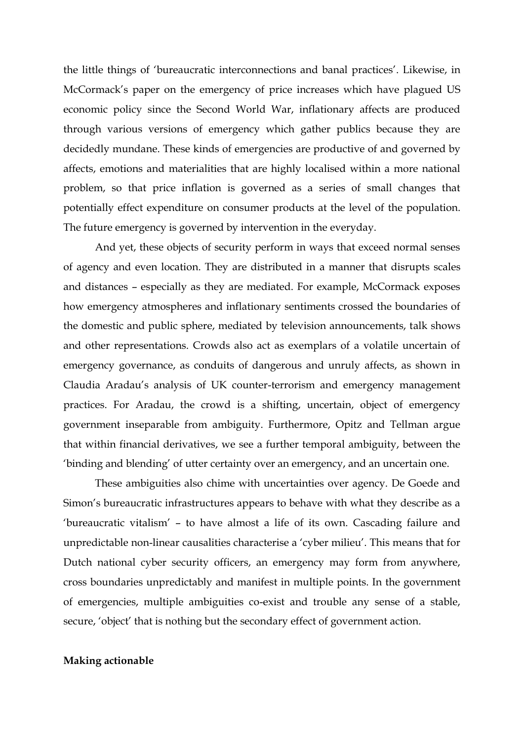the little things of 'bureaucratic interconnections and banal practices'. Likewise, in McCormack's paper on the emergency of price increases which have plagued US economic policy since the Second World War, inflationary affects are produced through various versions of emergency which gather publics because they are decidedly mundane. These kinds of emergencies are productive of and governed by affects, emotions and materialities that are highly localised within a more national problem, so that price inflation is governed as a series of small changes that potentially effect expenditure on consumer products at the level of the population. The future emergency is governed by intervention in the everyday.

And yet, these objects of security perform in ways that exceed normal senses of agency and even location. They are distributed in a manner that disrupts scales and distances – especially as they are mediated. For example, McCormack exposes how emergency atmospheres and inflationary sentiments crossed the boundaries of the domestic and public sphere, mediated by television announcements, talk shows and other representations. Crowds also act as exemplars of a volatile uncertain of emergency governance, as conduits of dangerous and unruly affects, as shown in Claudia Aradau's analysis of UK counter-terrorism and emergency management practices. For Aradau, the crowd is a shifting, uncertain, object of emergency government inseparable from ambiguity. Furthermore, Opitz and Tellman argue that within financial derivatives, we see a further temporal ambiguity, between the 'binding and blending' of utter certainty over an emergency, and an uncertain one.

These ambiguities also chime with uncertainties over agency. De Goede and Simon's bureaucratic infrastructures appears to behave with what they describe as a 'bureaucratic vitalism' – to have almost a life of its own. Cascading failure and unpredictable non-linear causalities characterise a 'cyber milieu'. This means that for Dutch national cyber security officers, an emergency may form from anywhere, cross boundaries unpredictably and manifest in multiple points. In the government of emergencies, multiple ambiguities co-exist and trouble any sense of a stable, secure, 'object' that is nothing but the secondary effect of government action.

**Making actionable**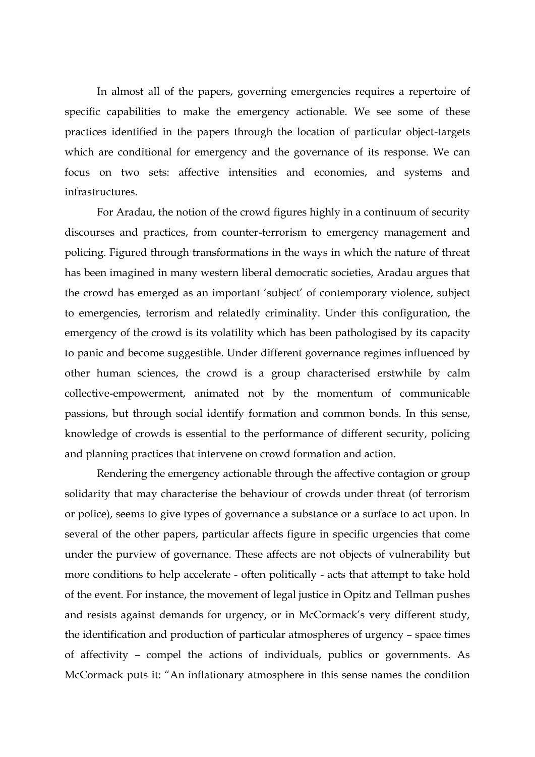In almost all of the papers, governing emergencies requires a repertoire of specific capabilities to make the emergency actionable. We see some of these practices identified in the papers through the location of particular object-targets which are conditional for emergency and the governance of its response. We can focus on two sets: affective intensities and economies, and systems and infrastructures.

For Aradau, the notion of the crowd figures highly in a continuum of security discourses and practices, from counter-terrorism to emergency management and policing. Figured through transformations in the ways in which the nature of threat has been imagined in many western liberal democratic societies, Aradau argues that the crowd has emerged as an important 'subject' of contemporary violence, subject to emergencies, terrorism and relatedly criminality. Under this configuration, the emergency of the crowd is its volatility which has been pathologised by its capacity to panic and become suggestible. Under different governance regimes influenced by other human sciences, the crowd is a group characterised erstwhile by calm collective-empowerment, animated not by the momentum of communicable passions, but through social identify formation and common bonds. In this sense, knowledge of crowds is essential to the performance of different security, policing and planning practices that intervene on crowd formation and action.

Rendering the emergency actionable through the affective contagion or group solidarity that may characterise the behaviour of crowds under threat (of terrorism or police), seems to give types of governance a substance or a surface to act upon. In several of the other papers, particular affects figure in specific urgencies that come under the purview of governance. These affects are not objects of vulnerability but more conditions to help accelerate - often politically - acts that attempt to take hold of the event. For instance, the movement of legal justice in Opitz and Tellman pushes and resists against demands for urgency, or in McCormack's very different study, the identification and production of particular atmospheres of urgency – space times of affectivity – compel the actions of individuals, publics or governments. As McCormack puts it: "An inflationary atmosphere in this sense names the condition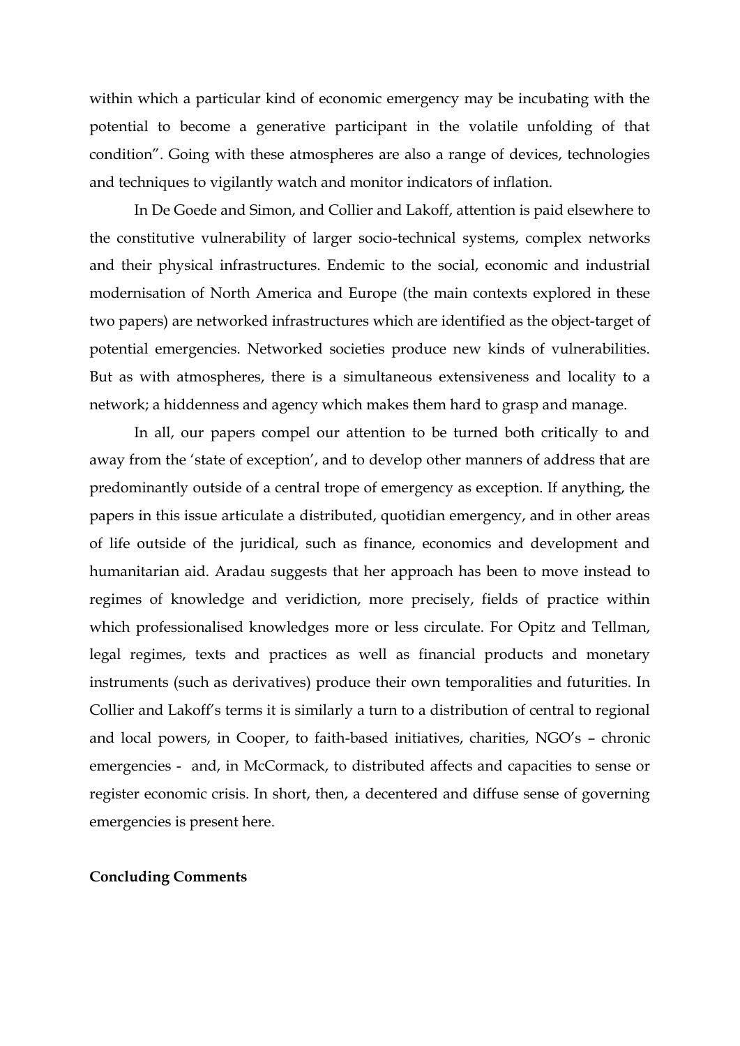within which a particular kind of economic emergency may be incubating with the potential to become a generative participant in the volatile unfolding of that condition". Going with these atmospheres are also a range of devices, technologies and techniques to vigilantly watch and monitor indicators of inflation.

In De Goede and Simon, and Collier and Lakoff, attention is paid elsewhere to the constitutive vulnerability of larger socio-technical systems, complex networks and their physical infrastructures. Endemic to the social, economic and industrial modernisation of North America and Europe (the main contexts explored in these two papers) are networked infrastructures which are identified as the object-target of potential emergencies. Networked societies produce new kinds of vulnerabilities. But as with atmospheres, there is a simultaneous extensiveness and locality to a network; a hiddenness and agency which makes them hard to grasp and manage.

In all, our papers compel our attention to be turned both critically to and away from the 'state of exception', and to develop other manners of address that are predominantly outside of a central trope of emergency as exception. If anything, the papers in this issue articulate a distributed, quotidian emergency, and in other areas of life outside of the juridical, such as finance, economics and development and humanitarian aid. Aradau suggests that her approach has been to move instead to regimes of knowledge and veridiction, more precisely, fields of practice within which professionalised knowledges more or less circulate. For Opitz and Tellman, legal regimes, texts and practices as well as financial products and monetary instruments (such as derivatives) produce their own temporalities and futurities. In Collier and Lakoff's terms it is similarly a turn to a distribution of central to regional and local powers, in Cooper, to faith-based initiatives, charities, NGO's – chronic emergencies - and, in McCormack, to distributed affects and capacities to sense or register economic crisis. In short, then, a decentered and diffuse sense of governing emergencies is present here.

**Concluding Comments**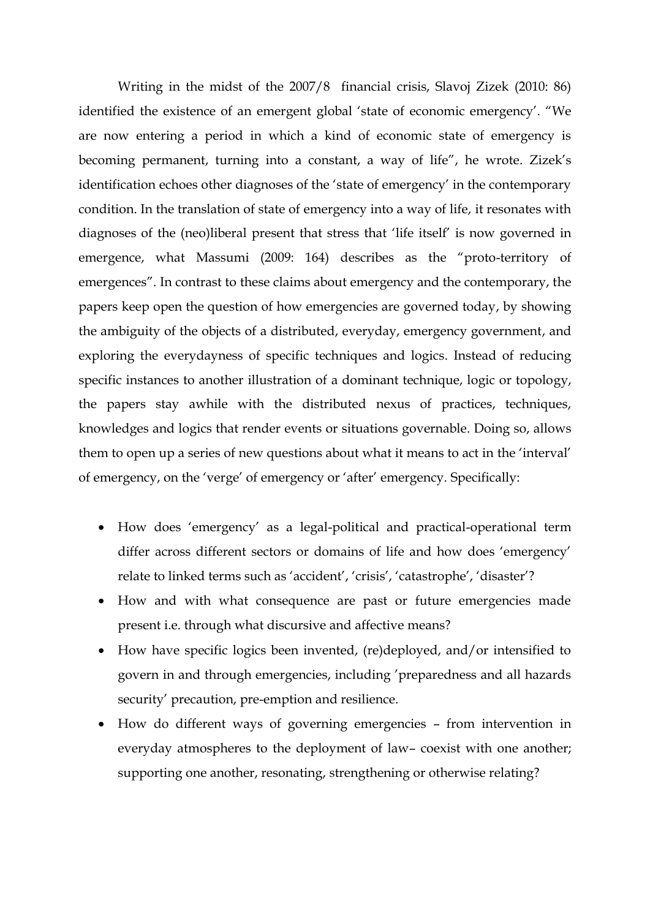Writing in the midst of the 2007/8 financial crisis, Slavoj Zizek (2010: 86) identified the existence of an emergent global 'state of economic emergency'. "We are now entering a period in which a kind of economic state of emergency is becoming permanent, turning into a constant, a way of life", he wrote. Zizek's identification echoes other diagnoses of the 'state of emergency' in the contemporary condition. In the translation of state of emergency into a way of life, it resonates with diagnoses of the (neo)liberal present that stress that 'life itself' is now governed in emergence, what Massumi (2009: 164) describes as the "proto-territory of emergences". In contrast to these claims about emergency and the contemporary, the papers keep open the question of how emergencies are governed today, by showing the ambiguity of the objects of a distributed, everyday, emergency government, and exploring the everydayness of specific techniques and logics. Instead of reducing specific instances to another illustration of a dominant technique, logic or topology, the papers stay awhile with the distributed nexus of practices, techniques, knowledges and logics that render events or situations governable. Doing so, allows them to open up a series of new questions about what it means to act in the 'interval' of emergency, on the 'verge' of emergency or 'after' emergency. Specifically:

- How does 'emergency' as a legal-political and practical-operational term differ across different sectors or domains of life and how does 'emergency' relate to linked terms such as 'accident', 'crisis', 'catastrophe', 'disaster'?
- How and with what consequence are past or future emergencies made present i.e. through what discursive and affective means?
- How have specific logics been invented, (re)deployed, and/or intensified to govern in and through emergencies, including 'preparedness and all hazards security' precaution, pre-emption and resilience.
- How do different ways of governing emergencies – from intervention in everyday atmospheres to the deployment of law– coexist with one another; supporting one another, resonating, strengthening or otherwise relating?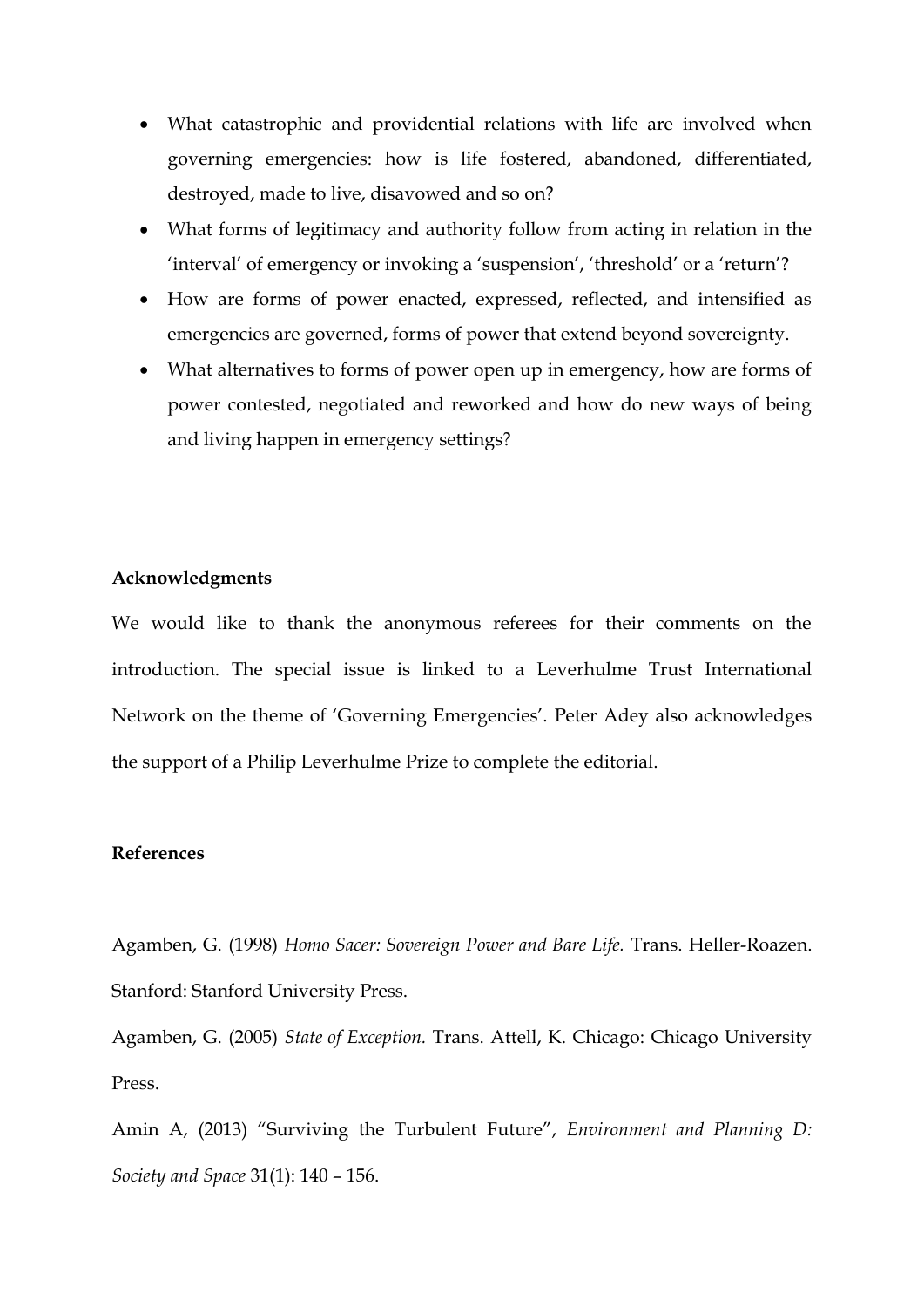- What catastrophic and providential relations with life are involved when governing emergencies: how is life fostered, abandoned, differentiated, destroyed, made to live, disavowed and so on?
- What forms of legitimacy and authority follow from acting in relation in the 'interval' of emergency or invoking a 'suspension', 'threshold' or a 'return'?
- How are forms of power enacted, expressed, reflected, and intensified as emergencies are governed, forms of power that extend beyond sovereignty.
- What alternatives to forms of power open up in emergency, how are forms of power contested, negotiated and reworked and how do new ways of being and living happen in emergency settings?

**Acknowledgments**

We would like to thank the anonymous referees for their comments on the introduction. The special issue is linked to a Leverhulme Trust International Network on the theme of 'Governing Emergencies'. Peter Adey also acknowledges the support of a Philip Leverhulme Prize to complete the editorial.

**References**

Agamben, G. (1998) *Homo Sacer: Sovereign Power and Bare Life.* Trans. Heller-Roazen. Stanford: Stanford University Press.

Agamben, G. (2005) *State of Exception.* Trans. Attell, K. Chicago: Chicago University Press.

Amin A, (2013) "Surviving the Turbulent Future", *Environment and Planning D: Society and Space* 31(1): 140 – 156.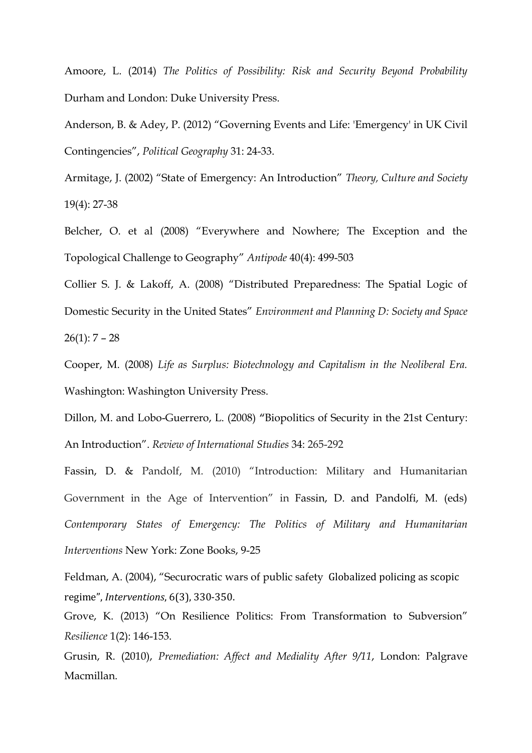Amoore, L. (2014) *The Politics of Possibility: Risk and Security Beyond Probability* Durham and London: Duke University Press.

Anderson, B. & Adey, P. (2012) "Governing Events and Life: 'Emergency' in UK Civil Contingencies", *Political Geography* 31: 24-33.

Armitage, J. (2002) "State of Emergency: An Introduction" *Theory, Culture and Society* 19(4): 27-38

Belcher, O. et al (2008) "Everywhere and Nowhere; The Exception and the Topological Challenge to Geography" *Antipode* 40(4): 499-503

Collier S. J. & Lakoff, A. (2008) "Distributed Preparedness: The Spatial Logic of Domestic Security in the United States" *Environment and Planning D: Society and Space* 26(1): 7 – 28

Cooper, M. (2008) *Life as Surplus: Biotechnology and Capitalism in the Neoliberal Era.* Washington: Washington University Press.

Dillon, M. and Lobo-Guerrero, L. (2008) "Biopolitics of Security in the 21st Century: An Introduction". *Review of International Studies* 34: 265-292

Fassin, D. & Pandolf, M. (2010) "Introduction: Military and Humanitarian Government in the Age of Intervention" in Fassin, D. and Pandolfi, M. (eds) *Contemporary States of Emergency: The Politics of Military and Humanitarian Interventions* New York: Zone Books, 9-25

Feldman, A. (2004), "Securocratic wars of public safety Globalized policing as scopic regime", *Interventions*, 6(3), 330-350.

Grove, K. (2013) "On Resilience Politics: From Transformation to Subversion" *Resilience* 1(2): 146-153.

Grusin, R. (2010), *Premediation: Affect and Mediality After 9/11*, London: Palgrave Macmillan.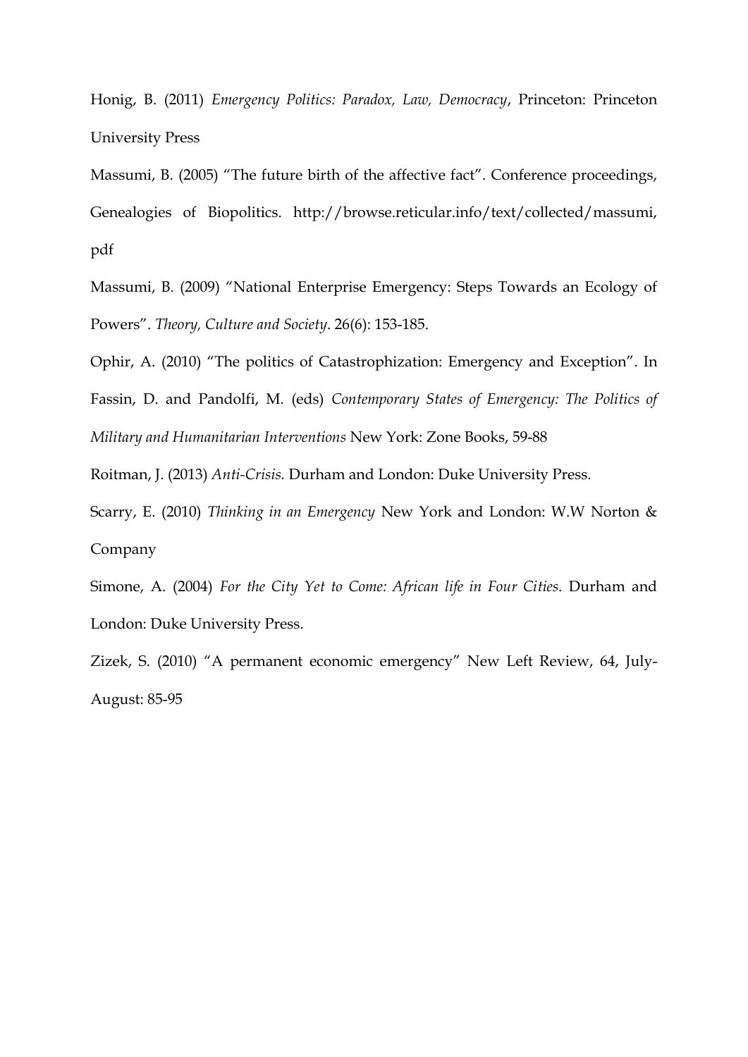Honig, B. (2011) *Emergency Politics: Paradox, Law, Democracy*, Princeton: Princeton University Press

Massumi, B. (2005) "The future birth of the affective fact". Conference proceedings, Genealogies of Biopolitics. http://browse.reticular.info/text/collected/massumi, pdf

Massumi, B. (2009) "National Enterprise Emergency: Steps Towards an Ecology of Powers". *Theory, Culture and Society*. 26(6): 153-185.

Ophir, A. (2010) "The politics of Catastrophization: Emergency and Exception". In Fassin, D. and Pandolfi, M. (eds) *Contemporary States of Emergency: The Politics of Military and Humanitarian Interventions* New York: Zone Books, 59-88

Roitman, J. (2013) *Anti-Crisis.* Durham and London: Duke University Press.

Scarry, E. (2010) *Thinking in an Emergency* New York and London: W.W Norton & Company

Simone, A. (2004) *For the City Yet to Come: African life in Four Cities*. Durham and London: Duke University Press.

Zizek, S. (2010) "A permanent economic emergency" New Left Review, 64, July-August: 85-95